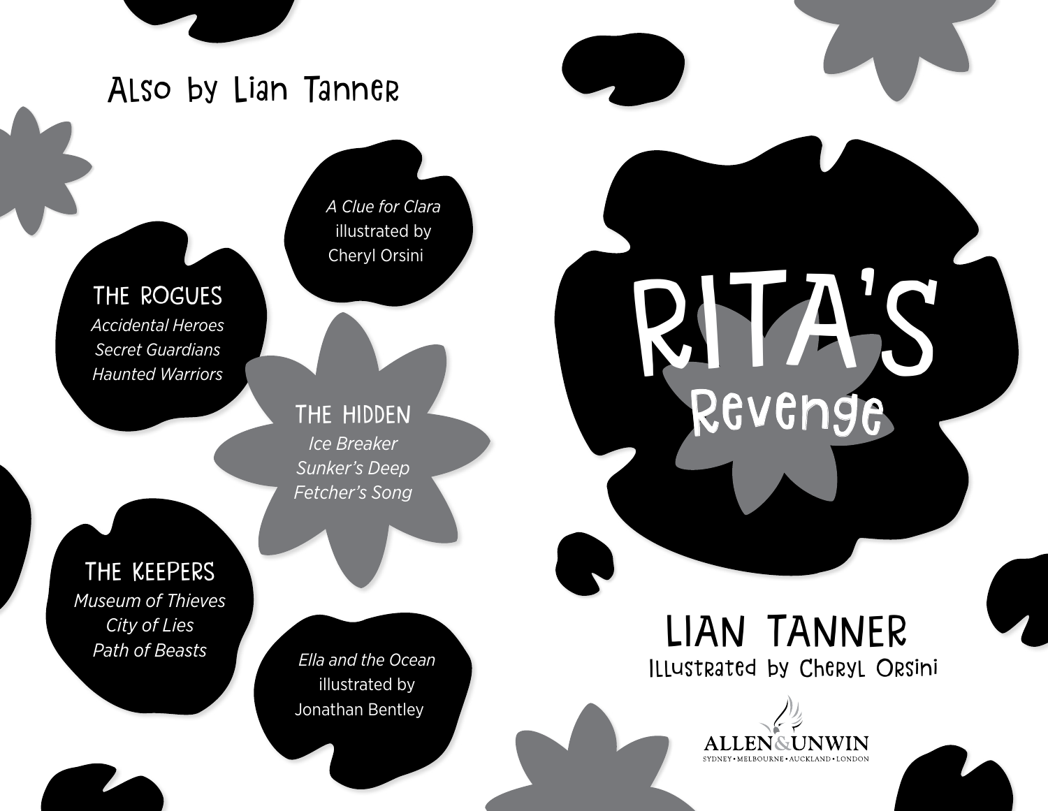## Also by Lian Tanner

*A Clue for Clara*
illustrated by
Cheryl Orsini

**THE ROGUES**
*Accidental Heroes*
*Secret Guardians*
*Haunted Warriors*

**THE HIDDEN**
*Ice Breaker*
*Sunker's Deep*
*Fetcher's Song*

**THE KEEPERS**
*Museum of Thieves*
*City of Lies*
*Path of Beasts*

*Ella and the Ocean*
illustrated by
Jonathan Bentley

# RITA'S Revenge

## LIAN TANNER

Illustrated by Cheryl Orsini

ALLEN&UNWIN
SYDNEY • MELBOURNE • AUCKLAND • LONDON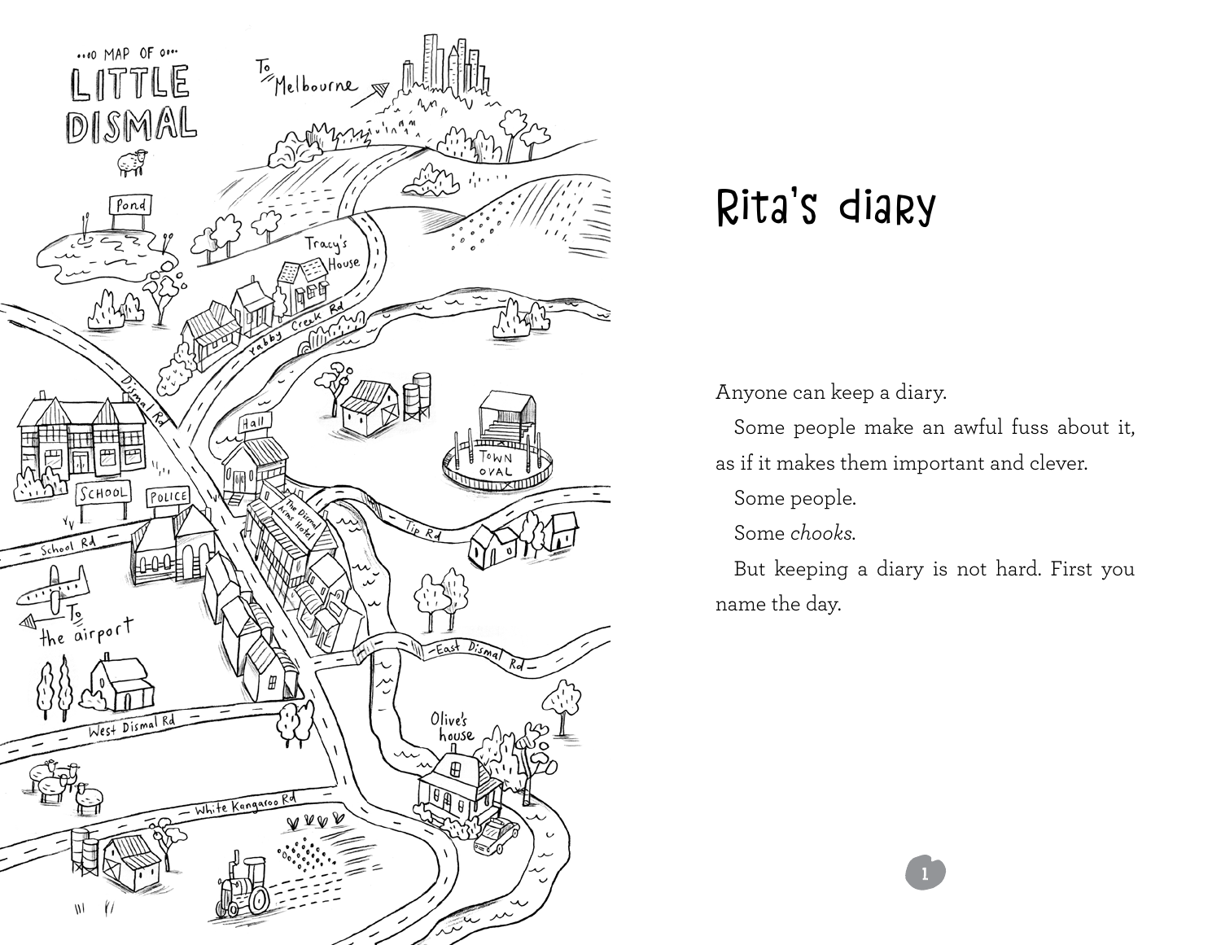# Rita's diary

Anyone can keep a diary.

Some people make an awful fuss about it, as if it makes them important and clever.

Some people.

Some *chooks*.

But keeping a diary is not hard. First you name the day.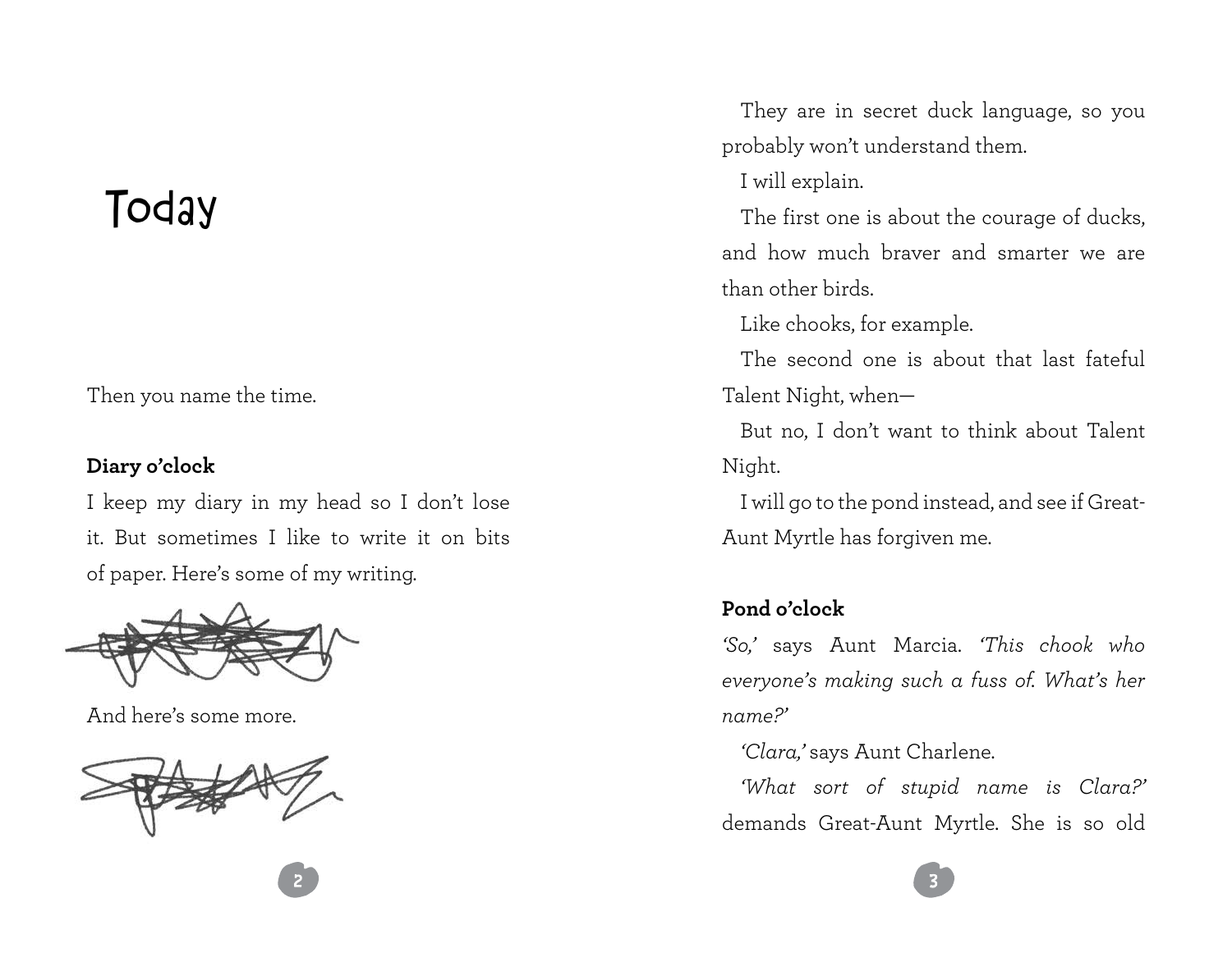# Today

Then you name the time.

**Diary o'clock**

I keep my diary in my head so I don't lose it. But sometimes I like to write it on bits of paper. Here's some of my writing.

And here's some more.

They are in secret duck language, so you probably won't understand them.

I will explain.

The first one is about the courage of ducks, and how much braver and smarter we are than other birds.

Like chooks, for example.

The second one is about that last fateful Talent Night, when—

But no, I don't want to think about Talent Night.

I will go to the pond instead, and see if Great-Aunt Myrtle has forgiven me.

**Pond o'clock**

*'So,'* says Aunt Marcia. *'This chook who everyone's making such a fuss of. What's her name?'*

*'Clara,'* says Aunt Charlene.

*'What sort of stupid name is Clara?'* demands Great-Aunt Myrtle. She is so old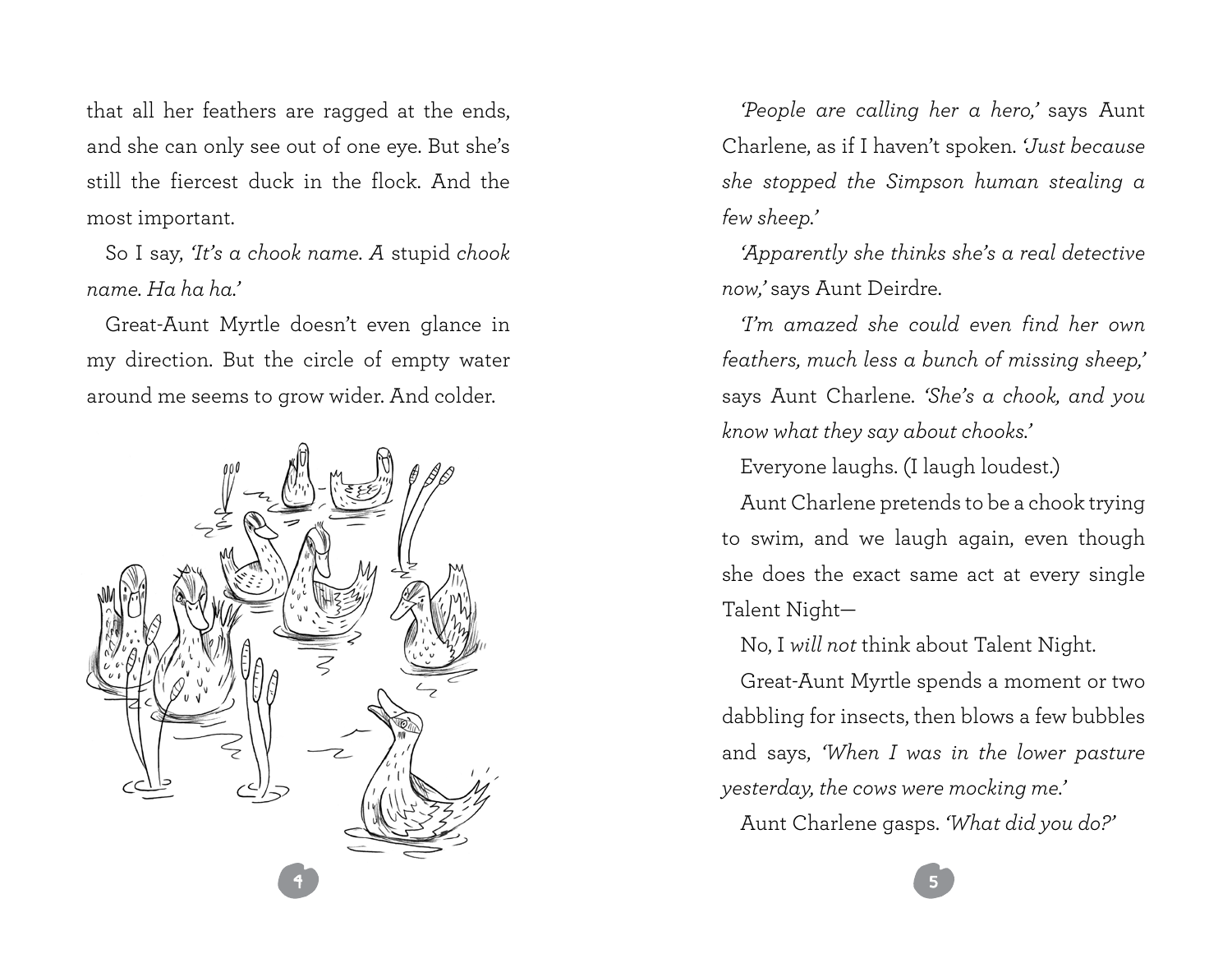that all her feathers are ragged at the ends, and she can only see out of one eye. But she's still the fiercest duck in the flock. And the most important.

So I say, *'It's a chook name. A* stupid *chook name. Ha ha ha.'*

Great-Aunt Myrtle doesn't even glance in my direction. But the circle of empty water around me seems to grow wider. And colder.

*'People are calling her a hero,'* says Aunt Charlene, as if I haven't spoken. *'Just because she stopped the Simpson human stealing a few sheep.'*

*'Apparently she thinks she's a real detective now,'* says Aunt Deirdre.

*'I'm amazed she could even find her own feathers, much less a bunch of missing sheep,'* says Aunt Charlene. *'She's a chook, and you know what they say about chooks.'*

Everyone laughs. (I laugh loudest.)

Aunt Charlene pretends to be a chook trying to swim, and we laugh again, even though she does the exact same act at every single Talent Night—

No, I *will not* think about Talent Night.

Great-Aunt Myrtle spends a moment or two dabbling for insects, then blows a few bubbles and says, *'When I was in the lower pasture yesterday, the cows were mocking me.'*

Aunt Charlene gasps. *'What did you do?'*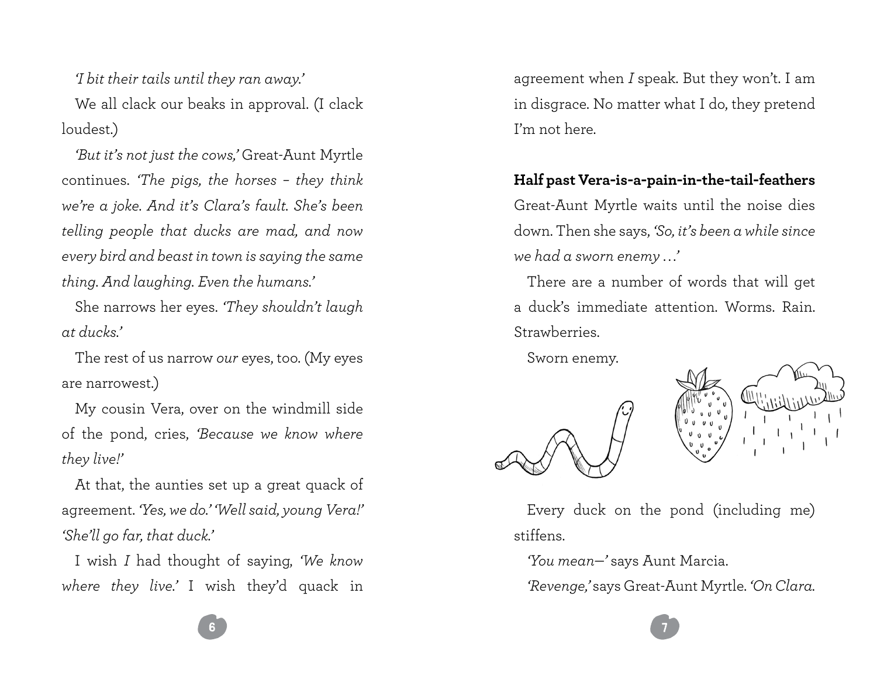*'I bit their tails until they ran away.'*

We all clack our beaks in approval. (I clack loudest.)

*'But it's not just the cows,'* Great-Aunt Myrtle continues. *'The pigs, the horses – they think we're a joke. And it's Clara's fault. She's been telling people that ducks are mad, and now every bird and beast in town is saying the same thing. And laughing. Even the humans.'*

She narrows her eyes. *'They shouldn't laugh at ducks.'*

The rest of us narrow *our* eyes, too. (My eyes are narrowest.)

My cousin Vera, over on the windmill side of the pond, cries, *'Because we know where they live!'*

At that, the aunties set up a great quack of agreement. *'Yes, we do.' 'Well said, young Vera!' 'She'll go far, that duck.'*

I wish *I* had thought of saying, *'We know where they live.'* I wish they'd quack in agreement when *I* speak. But they won't. I am in disgrace. No matter what I do, they pretend I'm not here.

**Half past Vera-is-a-pain-in-the-tail-feathers**

Great-Aunt Myrtle waits until the noise dies down. Then she says, *'So, it's been a while since we had a sworn enemy …'*

There are a number of words that will get a duck's immediate attention. Worms. Rain. Strawberries.

Sworn enemy.

Every duck on the pond (including me) stiffens.

*'You mean—'* says Aunt Marcia.

*'Revenge,'* says Great-Aunt Myrtle. *'On Clara.*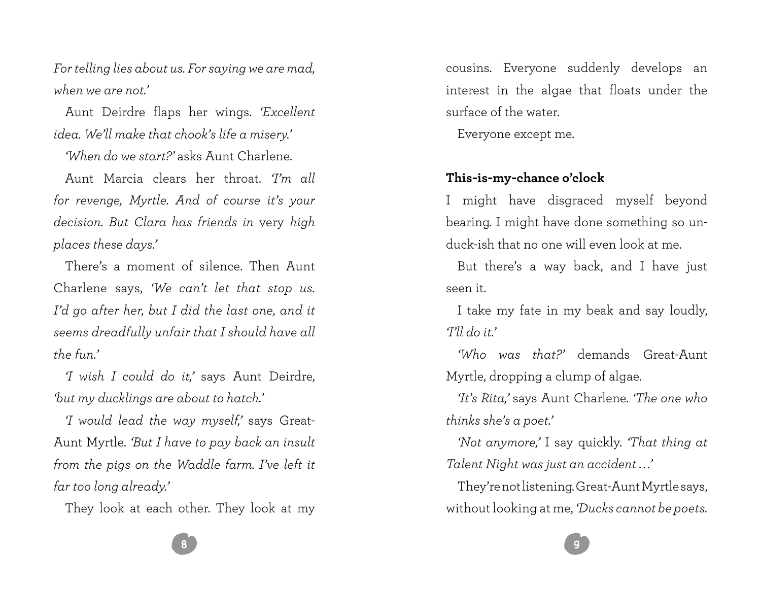*For telling lies about us. For saying we are mad, when we are not.'*

Aunt Deirdre flaps her wings. *'Excellent idea. We'll make that chook's life a misery.'*

*'When do we start?'* asks Aunt Charlene.

Aunt Marcia clears her throat. *'I'm all for revenge, Myrtle. And of course it's your decision. But Clara has friends in* very *high places these days.'*

There's a moment of silence. Then Aunt Charlene says, *'We can't let that stop us. I'd go after her, but I did the last one, and it seems dreadfully unfair that I should have all the fun.'*

*'I wish I could do it,'* says Aunt Deirdre, *'but my ducklings are about to hatch.'*

*'I would lead the way myself,'* says Great-Aunt Myrtle. *'But I have to pay back an insult from the pigs on the Waddle farm. I've left it far too long already.'*

They look at each other. They look at my cousins. Everyone suddenly develops an interest in the algae that floats under the surface of the water.

Everyone except me.

**This-is-my-chance o'clock**

I might have disgraced myself beyond bearing. I might have done something so un-duck-ish that no one will even look at me.

But there's a way back, and I have just seen it.

I take my fate in my beak and say loudly, *'I'll do it.'*

*'Who was that?'* demands Great-Aunt Myrtle, dropping a clump of algae.

*'It's Rita,'* says Aunt Charlene. *'The one who thinks she's a poet.'*

*'Not anymore,'* I say quickly. *'That thing at Talent Night was just an accident …'*

They're not listening. Great-Aunt Myrtle says, without looking at me, *'Ducks cannot be poets.*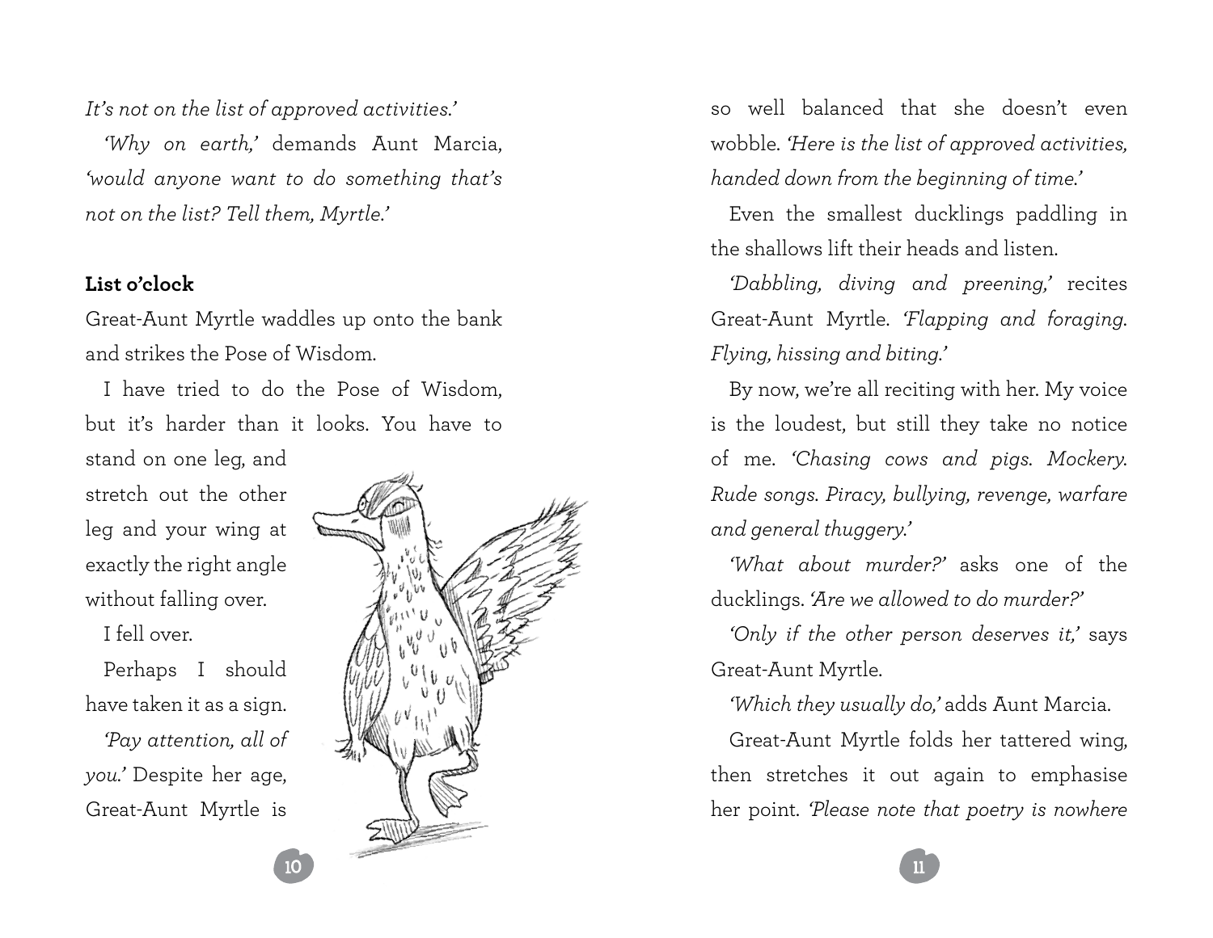*It's not on the list of approved activities.'*

*'Why on earth,'* demands Aunt Marcia, *'would anyone want to do something that's not on the list? Tell them, Myrtle.'*

**List o'clock**

Great-Aunt Myrtle waddles up onto the bank and strikes the Pose of Wisdom.

I have tried to do the Pose of Wisdom, but it's harder than it looks. You have to stand on one leg, and stretch out the other leg and your wing at exactly the right angle without falling over.

I fell over.

Perhaps I should have taken it as a sign.

*'Pay attention, all of you.'* Despite her age, Great-Aunt Myrtle is so well balanced that she doesn't even wobble. *'Here is the list of approved activities, handed down from the beginning of time.'*

Even the smallest ducklings paddling in the shallows lift their heads and listen.

*'Dabbling, diving and preening,'* recites Great-Aunt Myrtle. *'Flapping and foraging. Flying, hissing and biting.'*

By now, we're all reciting with her. My voice is the loudest, but still they take no notice of me. *'Chasing cows and pigs. Mockery. Rude songs. Piracy, bullying, revenge, warfare and general thuggery.'*

*'What about murder?'* asks one of the ducklings. *'Are we allowed to do murder?'*

*'Only if the other person deserves it,'* says Great-Aunt Myrtle.

*'Which they usually do,'* adds Aunt Marcia.

Great-Aunt Myrtle folds her tattered wing, then stretches it out again to emphasise her point. *'Please note that poetry is nowhere*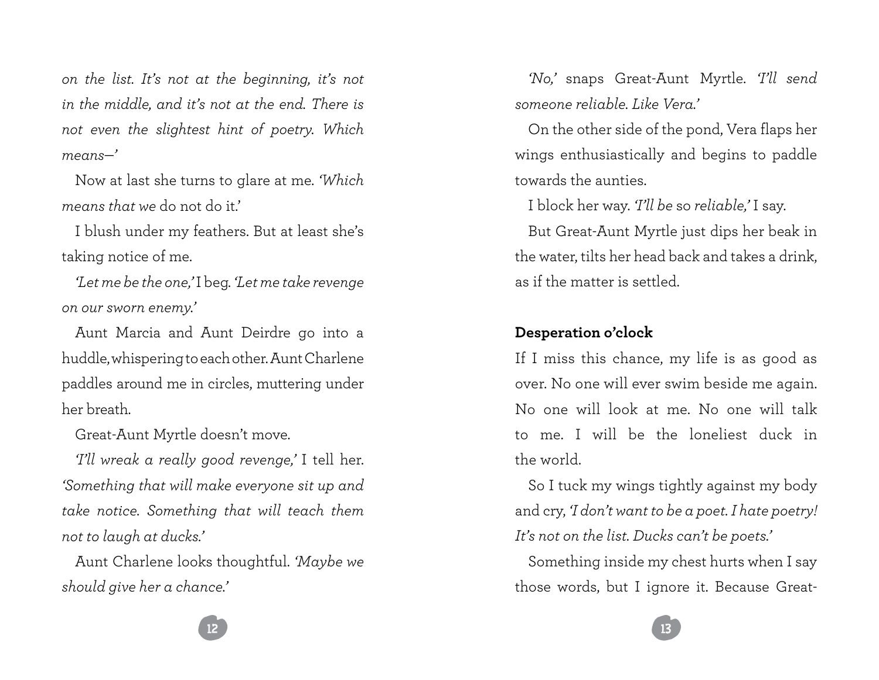*on the list. It's not at the beginning, it's not in the middle, and it's not at the end. There is not even the slightest hint of poetry. Which means—'*

Now at last she turns to glare at me. *'Which means that we* do not do it.'

I blush under my feathers. But at least she's taking notice of me.

*'Let me be the one,'* I beg. *'Let me take revenge on our sworn enemy.'*

Aunt Marcia and Aunt Deirdre go into a huddle, whispering to each other. Aunt Charlene paddles around me in circles, muttering under her breath.

Great-Aunt Myrtle doesn't move.

*'I'll wreak a really good revenge,'* I tell her. *'Something that will make everyone sit up and take notice. Something that will teach them not to laugh at ducks.'*

Aunt Charlene looks thoughtful. *'Maybe we should give her a chance.'*

*'No,'* snaps Great-Aunt Myrtle. *'I'll send someone reliable. Like Vera.'*

On the other side of the pond, Vera flaps her wings enthusiastically and begins to paddle towards the aunties.

I block her way. *'I'll be* so *reliable,'* I say.

But Great-Aunt Myrtle just dips her beak in the water, tilts her head back and takes a drink, as if the matter is settled.

**Desperation o'clock**

If I miss this chance, my life is as good as over. No one will ever swim beside me again. No one will look at me. No one will talk to me. I will be the loneliest duck in the world.

So I tuck my wings tightly against my body and cry, *'I don't want to be a poet. I hate poetry! It's not on the list. Ducks can't be poets.'*

Something inside my chest hurts when I say those words, but I ignore it. Because Great-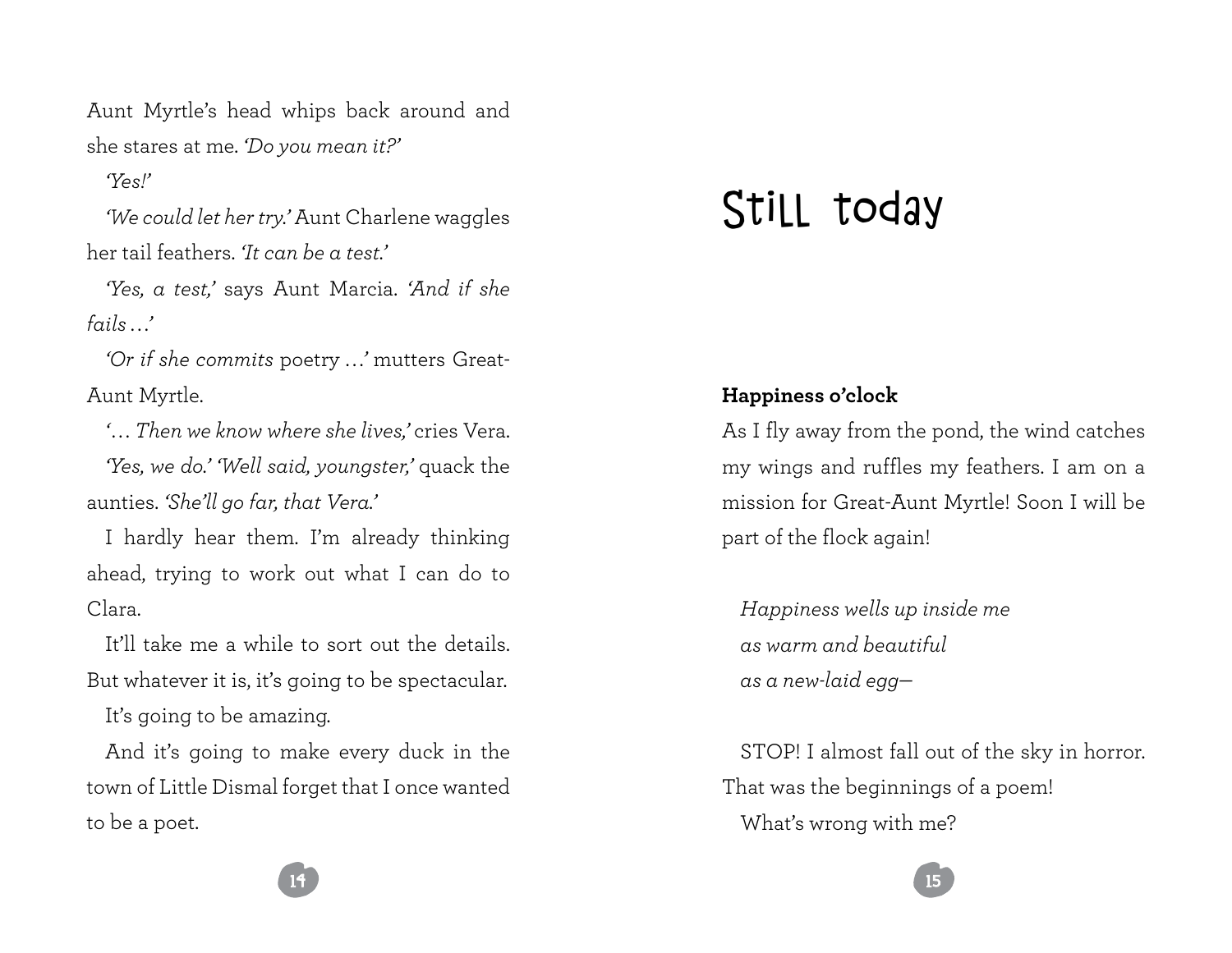Aunt Myrtle's head whips back around and she stares at me. *'Do you mean it?'*

*'Yes!'*

*'We could let her try.'* Aunt Charlene waggles her tail feathers. *'It can be a test.'*

*'Yes, a test,'* says Aunt Marcia. *'And if she fails …'*

*'Or if she commits* poetry *…'* mutters Great-Aunt Myrtle.

*'… Then we know where she lives,'* cries Vera.

*'Yes, we do.' 'Well said, youngster,'* quack the aunties. *'She'll go far, that Vera.'*

I hardly hear them. I'm already thinking ahead, trying to work out what I can do to Clara.

It'll take me a while to sort out the details. But whatever it is, it's going to be spectacular.

It's going to be amazing.

And it's going to make every duck in the town of Little Dismal forget that I once wanted to be a poet.

# Still today

**Happiness o'clock**

As I fly away from the pond, the wind catches my wings and ruffles my feathers. I am on a mission for Great-Aunt Myrtle! Soon I will be part of the flock again!

*Happiness wells up inside me*
*as warm and beautiful*
*as a new-laid egg—*

STOP! I almost fall out of the sky in horror. That was the beginnings of a poem!

What's wrong with me?